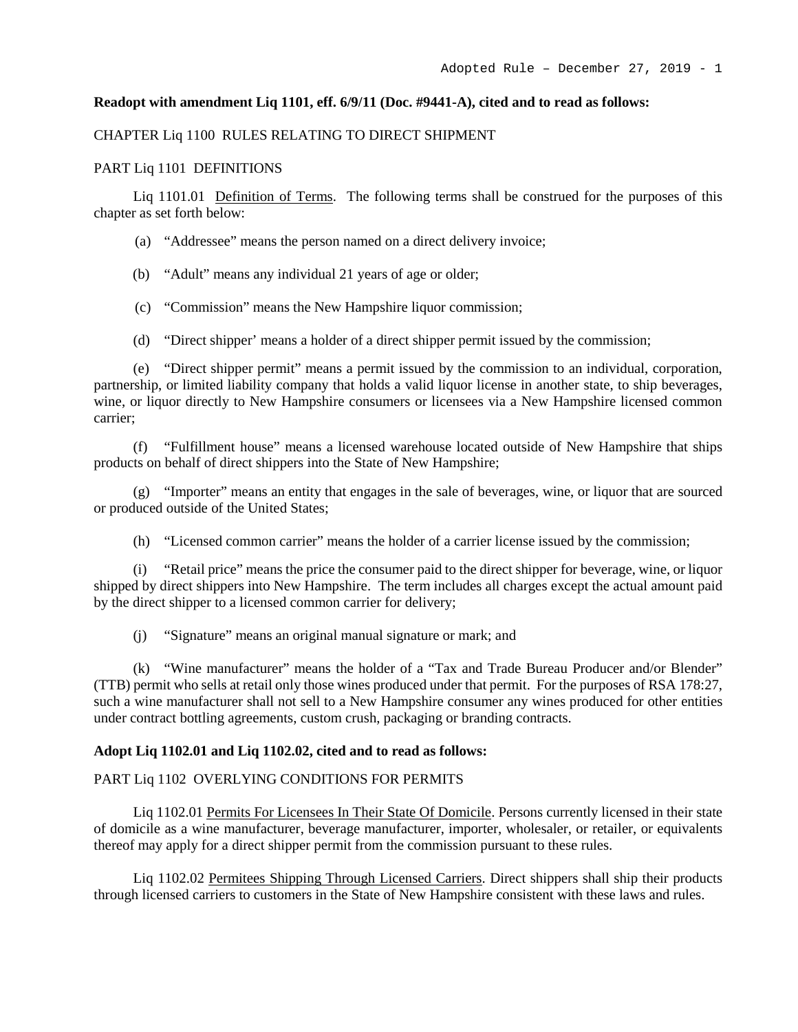**Readopt with amendment Liq 1101, eff. 6/9/11 (Doc. #9441-A), cited and to read as follows:**

CHAPTER Liq 1100 RULES RELATING TO DIRECT SHIPMENT

PART Liq 1101 DEFINITIONS

Liq 1101.01 Definition of Terms. The following terms shall be construed for the purposes of this chapter as set forth below:

(a) "Addressee" means the person named on a direct delivery invoice;

(b) "Adult" means any individual 21 years of age or older;

(c) "Commission" means the New Hampshire liquor commission;

(d) "Direct shipper' means a holder of a direct shipper permit issued by the commission;

(e) "Direct shipper permit" means a permit issued by the commission to an individual, corporation, partnership, or limited liability company that holds a valid liquor license in another state, to ship beverages, wine, or liquor directly to New Hampshire consumers or licensees via a New Hampshire licensed common carrier;

(f) "Fulfillment house" means a licensed warehouse located outside of New Hampshire that ships products on behalf of direct shippers into the State of New Hampshire;

(g) "Importer" means an entity that engages in the sale of beverages, wine, or liquor that are sourced or produced outside of the United States;

(h) "Licensed common carrier" means the holder of a carrier license issued by the commission;

(i) "Retail price" means the price the consumer paid to the direct shipper for beverage, wine, or liquor shipped by direct shippers into New Hampshire. The term includes all charges except the actual amount paid by the direct shipper to a licensed common carrier for delivery;

(j) "Signature" means an original manual signature or mark; and

(k) "Wine manufacturer" means the holder of a "Tax and Trade Bureau Producer and/or Blender" (TTB) permit who sells at retail only those wines produced under that permit. For the purposes of RSA 178:27, such a wine manufacturer shall not sell to a New Hampshire consumer any wines produced for other entities under contract bottling agreements, custom crush, packaging or branding contracts.

**Adopt Liq 1102.01 and Liq 1102.02, cited and to read as follows:**

PART Liq 1102 OVERLYING CONDITIONS FOR PERMITS

Liq 1102.01 Permits For Licensees In Their State Of Domicile. Persons currently licensed in their state of domicile as a wine manufacturer, beverage manufacturer, importer, wholesaler, or retailer, or equivalents thereof may apply for a direct shipper permit from the commission pursuant to these rules.

Liq 1102.02 Permitees Shipping Through Licensed Carriers. Direct shippers shall ship their products through licensed carriers to customers in the State of New Hampshire consistent with these laws and rules.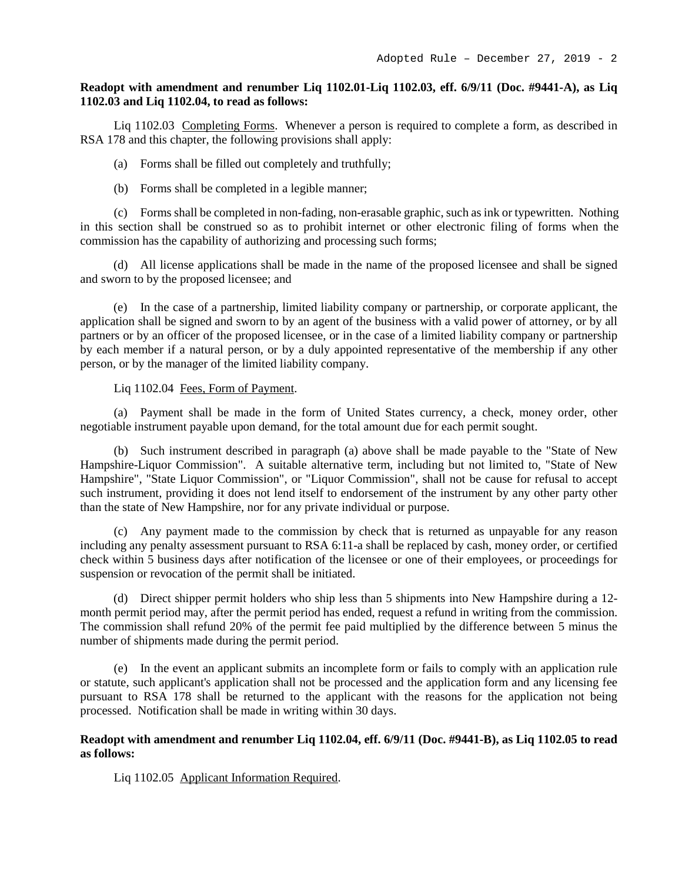**Readopt with amendment and renumber Liq 1102.01-Liq 1102.03, eff. 6/9/11 (Doc. #9441-A), as Liq 1102.03 and Liq 1102.04, to read as follows:**

Liq 1102.03 Completing Forms. Whenever a person is required to complete a form, as described in RSA 178 and this chapter, the following provisions shall apply:

(a) Forms shall be filled out completely and truthfully;

(b) Forms shall be completed in a legible manner;

(c) Forms shall be completed in non-fading, non-erasable graphic, such as ink or typewritten. Nothing in this section shall be construed so as to prohibit internet or other electronic filing of forms when the commission has the capability of authorizing and processing such forms;

(d) All license applications shall be made in the name of the proposed licensee and shall be signed and sworn to by the proposed licensee; and

(e) In the case of a partnership, limited liability company or partnership, or corporate applicant, the application shall be signed and sworn to by an agent of the business with a valid power of attorney, or by all partners or by an officer of the proposed licensee, or in the case of a limited liability company or partnership by each member if a natural person, or by a duly appointed representative of the membership if any other person, or by the manager of the limited liability company.

Liq 1102.04 Fees, Form of Payment.

(a) Payment shall be made in the form of United States currency, a check, money order, other negotiable instrument payable upon demand, for the total amount due for each permit sought.

(b) Such instrument described in paragraph (a) above shall be made payable to the "State of New Hampshire-Liquor Commission". A suitable alternative term, including but not limited to, "State of New Hampshire", "State Liquor Commission", or "Liquor Commission", shall not be cause for refusal to accept such instrument, providing it does not lend itself to endorsement of the instrument by any other party other than the state of New Hampshire, nor for any private individual or purpose.

(c) Any payment made to the commission by check that is returned as unpayable for any reason including any penalty assessment pursuant to RSA 6:11-a shall be replaced by cash, money order, or certified check within 5 business days after notification of the licensee or one of their employees, or proceedings for suspension or revocation of the permit shall be initiated.

(d) Direct shipper permit holders who ship less than 5 shipments into New Hampshire during a 12-month permit period may, after the permit period has ended, request a refund in writing from the commission. The commission shall refund 20% of the permit fee paid multiplied by the difference between 5 minus the number of shipments made during the permit period.

(e) In the event an applicant submits an incomplete form or fails to comply with an application rule or statute, such applicant's application shall not be processed and the application form and any licensing fee pursuant to RSA 178 shall be returned to the applicant with the reasons for the application not being processed. Notification shall be made in writing within 30 days.

**Readopt with amendment and renumber Liq 1102.04, eff. 6/9/11 (Doc. #9441-B), as Liq 1102.05 to read as follows:**

Liq 1102.05 Applicant Information Required.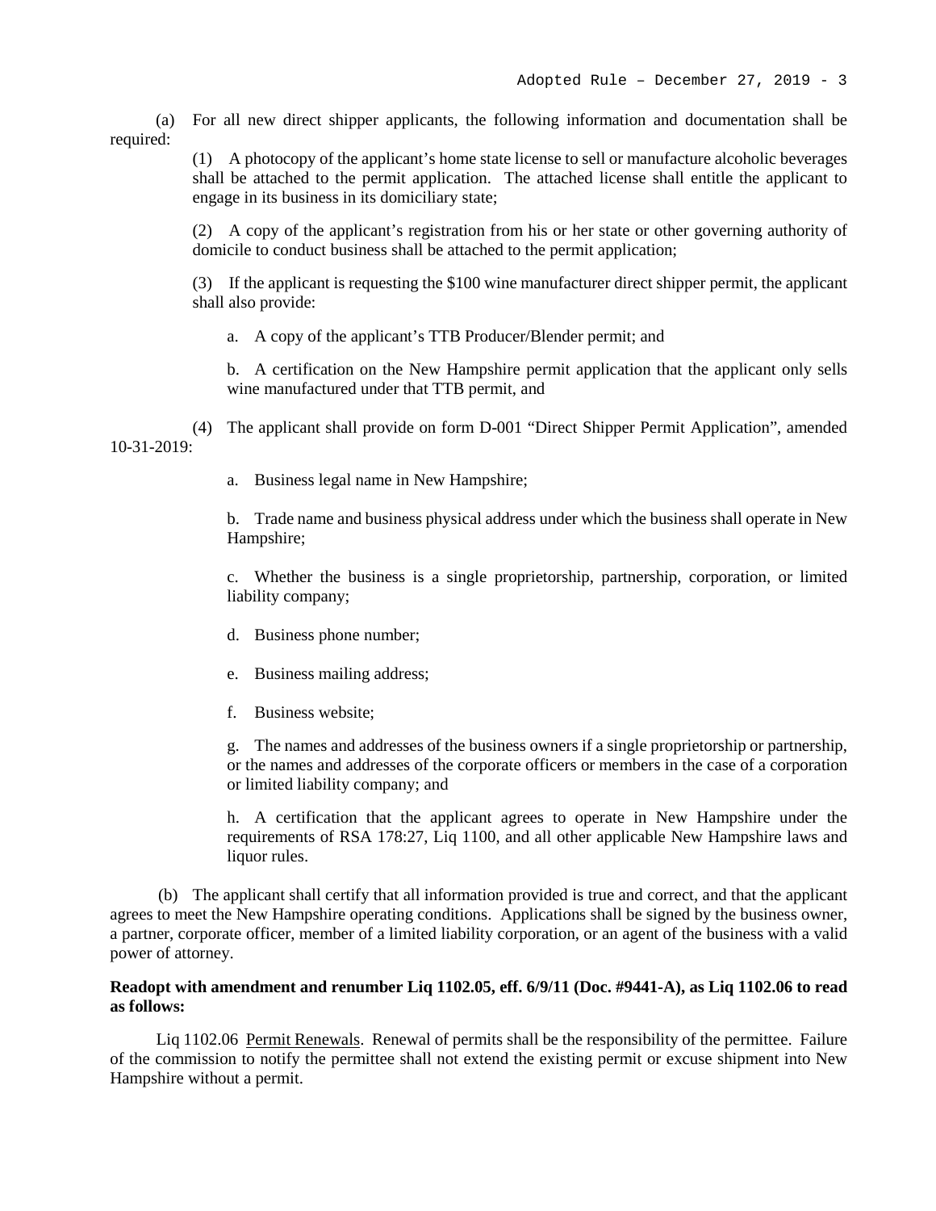(a) For all new direct shipper applicants, the following information and documentation shall be required:

(1) A photocopy of the applicant's home state license to sell or manufacture alcoholic beverages shall be attached to the permit application. The attached license shall entitle the applicant to engage in its business in its domiciliary state;

(2) A copy of the applicant's registration from his or her state or other governing authority of domicile to conduct business shall be attached to the permit application;

(3) If the applicant is requesting the $100 wine manufacturer direct shipper permit, the applicant shall also provide:

a. A copy of the applicant's TTB Producer/Blender permit; and

b. A certification on the New Hampshire permit application that the applicant only sells wine manufactured under that TTB permit, and

(4) The applicant shall provide on form D-001 "Direct Shipper Permit Application", amended 10-31-2019:

a. Business legal name in New Hampshire;

b. Trade name and business physical address under which the business shall operate in New Hampshire;

c. Whether the business is a single proprietorship, partnership, corporation, or limited liability company;

d. Business phone number;

e. Business mailing address;

f. Business website;

g. The names and addresses of the business owners if a single proprietorship or partnership, or the names and addresses of the corporate officers or members in the case of a corporation or limited liability company; and

h. A certification that the applicant agrees to operate in New Hampshire under the requirements of RSA 178:27, Liq 1100, and all other applicable New Hampshire laws and liquor rules.

(b) The applicant shall certify that all information provided is true and correct, and that the applicant agrees to meet the New Hampshire operating conditions. Applications shall be signed by the business owner, a partner, corporate officer, member of a limited liability corporation, or an agent of the business with a valid power of attorney.

**Readopt with amendment and renumber Liq 1102.05, eff. 6/9/11 (Doc. #9441-A), as Liq 1102.06 to read as follows:**

Liq 1102.06 Permit Renewals. Renewal of permits shall be the responsibility of the permittee. Failure of the commission to notify the permittee shall not extend the existing permit or excuse shipment into New Hampshire without a permit.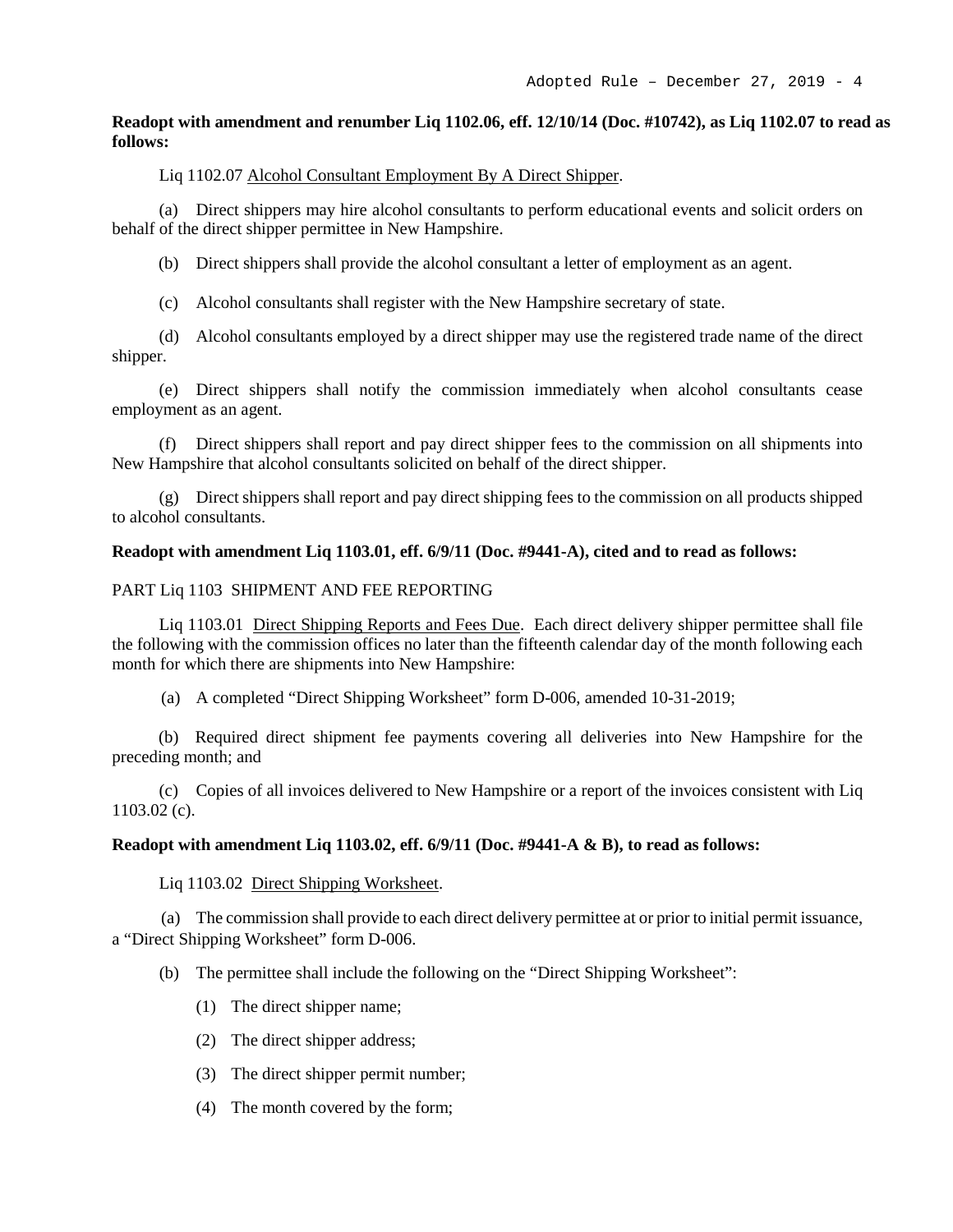**Readopt with amendment and renumber Liq 1102.06, eff. 12/10/14 (Doc. #10742), as Liq 1102.07 to read as follows:**

Liq 1102.07 Alcohol Consultant Employment By A Direct Shipper.

(a) Direct shippers may hire alcohol consultants to perform educational events and solicit orders on behalf of the direct shipper permittee in New Hampshire.

(b) Direct shippers shall provide the alcohol consultant a letter of employment as an agent.

(c) Alcohol consultants shall register with the New Hampshire secretary of state.

(d) Alcohol consultants employed by a direct shipper may use the registered trade name of the direct shipper.

(e) Direct shippers shall notify the commission immediately when alcohol consultants cease employment as an agent.

(f) Direct shippers shall report and pay direct shipper fees to the commission on all shipments into New Hampshire that alcohol consultants solicited on behalf of the direct shipper.

(g) Direct shippers shall report and pay direct shipping fees to the commission on all products shipped to alcohol consultants.

**Readopt with amendment Liq 1103.01, eff. 6/9/11 (Doc. #9441-A), cited and to read as follows:**

PART Liq 1103 SHIPMENT AND FEE REPORTING

Liq 1103.01 Direct Shipping Reports and Fees Due. Each direct delivery shipper permittee shall file the following with the commission offices no later than the fifteenth calendar day of the month following each month for which there are shipments into New Hampshire:

(a) A completed "Direct Shipping Worksheet" form D-006, amended 10-31-2019;

(b) Required direct shipment fee payments covering all deliveries into New Hampshire for the preceding month; and

(c) Copies of all invoices delivered to New Hampshire or a report of the invoices consistent with Liq 1103.02 (c).

**Readopt with amendment Liq 1103.02, eff. 6/9/11 (Doc. #9441-A & B), to read as follows:**

Liq 1103.02 Direct Shipping Worksheet.

(a) The commission shall provide to each direct delivery permittee at or prior to initial permit issuance, a "Direct Shipping Worksheet" form D-006.

(b) The permittee shall include the following on the "Direct Shipping Worksheet":

(1) The direct shipper name;

(2) The direct shipper address;

(3) The direct shipper permit number;

(4) The month covered by the form;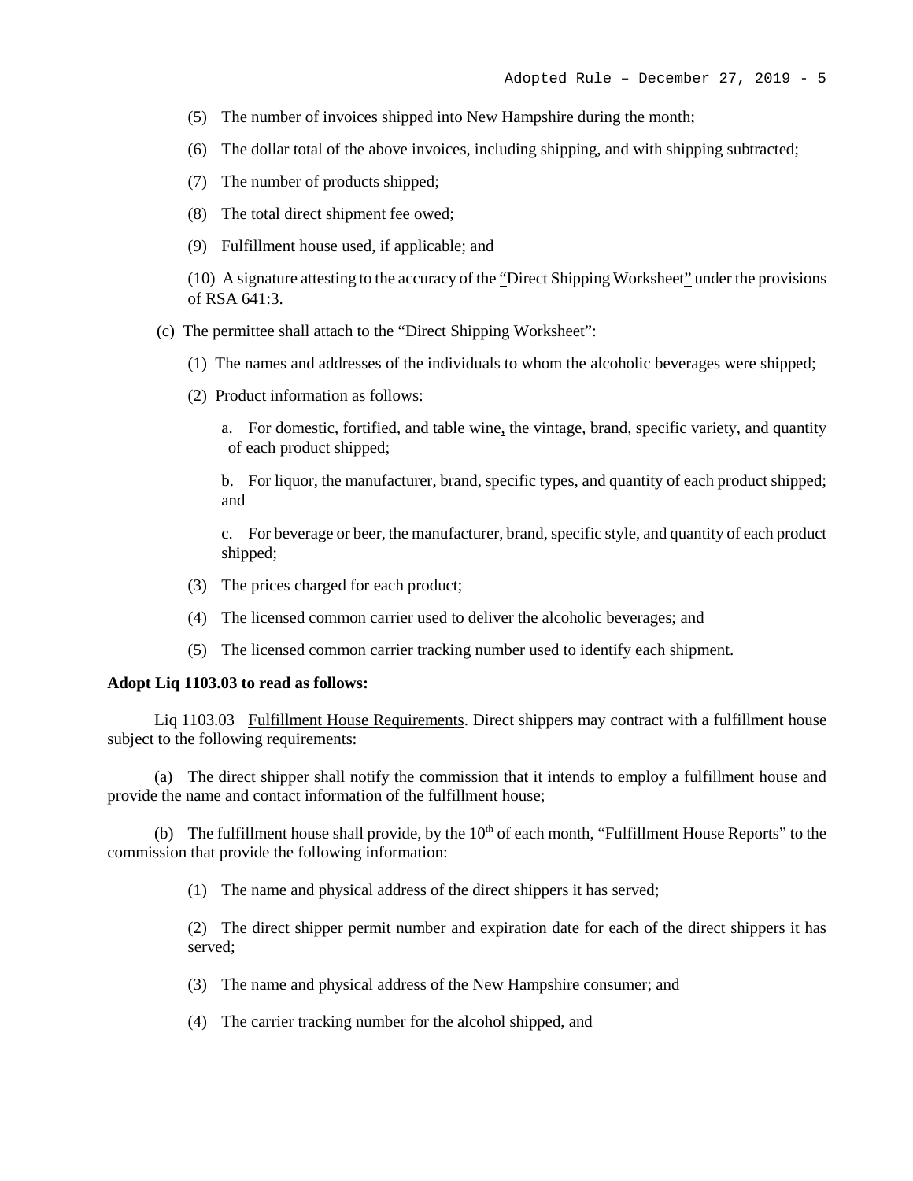(5) The number of invoices shipped into New Hampshire during the month;

(6) The dollar total of the above invoices, including shipping, and with shipping subtracted;

(7) The number of products shipped;

(8) The total direct shipment fee owed;

(9) Fulfillment house used, if applicable; and

(10) A signature attesting to the accuracy of the "Direct Shipping Worksheet" under the provisions of RSA 641:3.

(c) The permittee shall attach to the "Direct Shipping Worksheet":

(1) The names and addresses of the individuals to whom the alcoholic beverages were shipped;

(2) Product information as follows:

a. For domestic, fortified, and table wine, the vintage, brand, specific variety, and quantity of each product shipped;

b. For liquor, the manufacturer, brand, specific types, and quantity of each product shipped; and

c. For beverage or beer, the manufacturer, brand, specific style, and quantity of each product shipped;

(3) The prices charged for each product;

(4) The licensed common carrier used to deliver the alcoholic beverages; and

(5) The licensed common carrier tracking number used to identify each shipment.

**Adopt Liq 1103.03 to read as follows:**

Liq 1103.03 Fulfillment House Requirements. Direct shippers may contract with a fulfillment house subject to the following requirements:

(a) The direct shipper shall notify the commission that it intends to employ a fulfillment house and provide the name and contact information of the fulfillment house;

(b) The fulfillment house shall provide, by the 10th of each month, "Fulfillment House Reports" to the commission that provide the following information:

(1) The name and physical address of the direct shippers it has served;

(2) The direct shipper permit number and expiration date for each of the direct shippers it has served;

(3) The name and physical address of the New Hampshire consumer; and

(4) The carrier tracking number for the alcohol shipped, and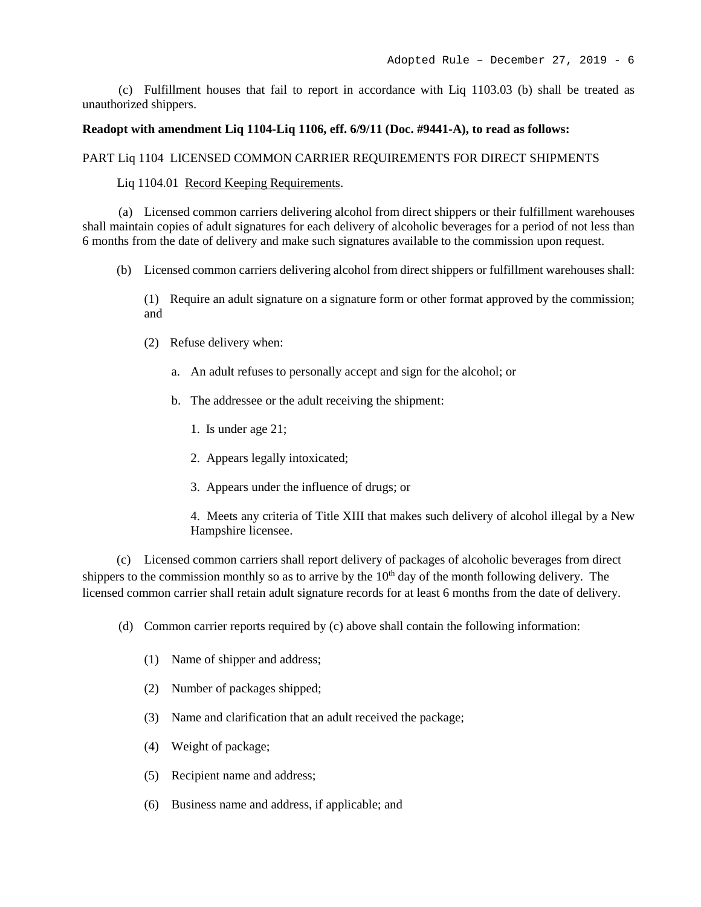(c) Fulfillment houses that fail to report in accordance with Liq 1103.03 (b) shall be treated as unauthorized shippers.

**Readopt with amendment Liq 1104-Liq 1106, eff. 6/9/11 (Doc. #9441-A), to read as follows:**

PART Liq 1104 LICENSED COMMON CARRIER REQUIREMENTS FOR DIRECT SHIPMENTS

Liq 1104.01 Record Keeping Requirements.

(a) Licensed common carriers delivering alcohol from direct shippers or their fulfillment warehouses shall maintain copies of adult signatures for each delivery of alcoholic beverages for a period of not less than 6 months from the date of delivery and make such signatures available to the commission upon request.

(b) Licensed common carriers delivering alcohol from direct shippers or fulfillment warehouses shall:

(1) Require an adult signature on a signature form or other format approved by the commission; and

(2) Refuse delivery when:

a. An adult refuses to personally accept and sign for the alcohol; or

b. The addressee or the adult receiving the shipment:

1. Is under age 21;

2. Appears legally intoxicated;

3. Appears under the influence of drugs; or

4. Meets any criteria of Title XIII that makes such delivery of alcohol illegal by a New Hampshire licensee.

(c) Licensed common carriers shall report delivery of packages of alcoholic beverages from direct shippers to the commission monthly so as to arrive by the 10th day of the month following delivery. The licensed common carrier shall retain adult signature records for at least 6 months from the date of delivery.

(d) Common carrier reports required by (c) above shall contain the following information:

(1) Name of shipper and address;

(2) Number of packages shipped;

(3) Name and clarification that an adult received the package;

(4) Weight of package;

(5) Recipient name and address;

(6) Business name and address, if applicable; and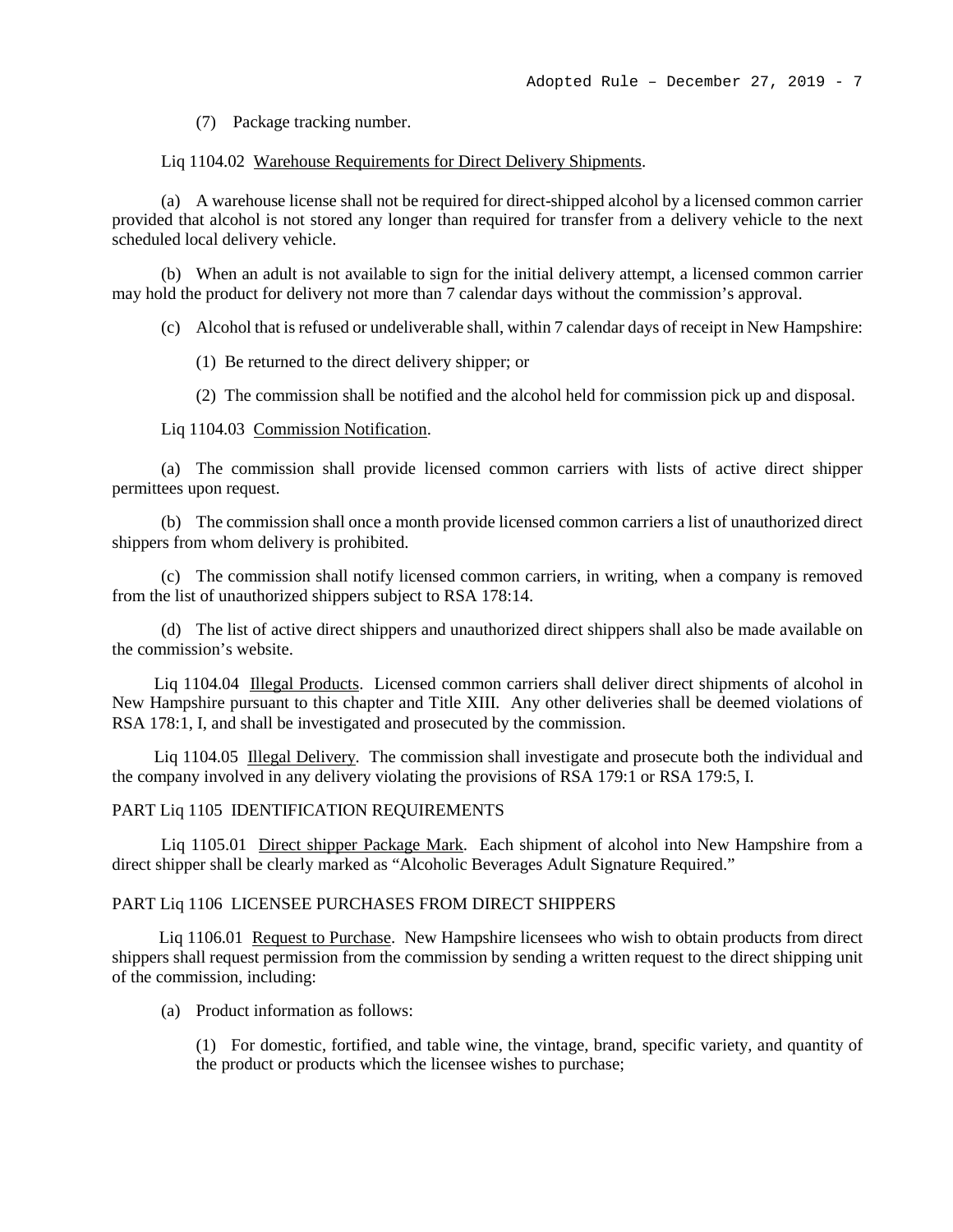(7) Package tracking number.

Liq 1104.02 Warehouse Requirements for Direct Delivery Shipments.

(a) A warehouse license shall not be required for direct-shipped alcohol by a licensed common carrier provided that alcohol is not stored any longer than required for transfer from a delivery vehicle to the next scheduled local delivery vehicle.

(b) When an adult is not available to sign for the initial delivery attempt, a licensed common carrier may hold the product for delivery not more than 7 calendar days without the commission's approval.

(c) Alcohol that is refused or undeliverable shall, within 7 calendar days of receipt in New Hampshire:

(1) Be returned to the direct delivery shipper; or

(2) The commission shall be notified and the alcohol held for commission pick up and disposal.

Liq 1104.03 Commission Notification.

(a) The commission shall provide licensed common carriers with lists of active direct shipper permittees upon request.

(b) The commission shall once a month provide licensed common carriers a list of unauthorized direct shippers from whom delivery is prohibited.

(c) The commission shall notify licensed common carriers, in writing, when a company is removed from the list of unauthorized shippers subject to RSA 178:14.

(d) The list of active direct shippers and unauthorized direct shippers shall also be made available on the commission's website.

Liq 1104.04 Illegal Products. Licensed common carriers shall deliver direct shipments of alcohol in New Hampshire pursuant to this chapter and Title XIII. Any other deliveries shall be deemed violations of RSA 178:1, I, and shall be investigated and prosecuted by the commission.

Liq 1104.05 Illegal Delivery. The commission shall investigate and prosecute both the individual and the company involved in any delivery violating the provisions of RSA 179:1 or RSA 179:5, I.

PART Liq 1105 IDENTIFICATION REQUIREMENTS

Liq 1105.01 Direct shipper Package Mark. Each shipment of alcohol into New Hampshire from a direct shipper shall be clearly marked as "Alcoholic Beverages Adult Signature Required."

PART Liq 1106 LICENSEE PURCHASES FROM DIRECT SHIPPERS

Liq 1106.01 Request to Purchase. New Hampshire licensees who wish to obtain products from direct shippers shall request permission from the commission by sending a written request to the direct shipping unit of the commission, including:

(a) Product information as follows:

(1) For domestic, fortified, and table wine, the vintage, brand, specific variety, and quantity of the product or products which the licensee wishes to purchase;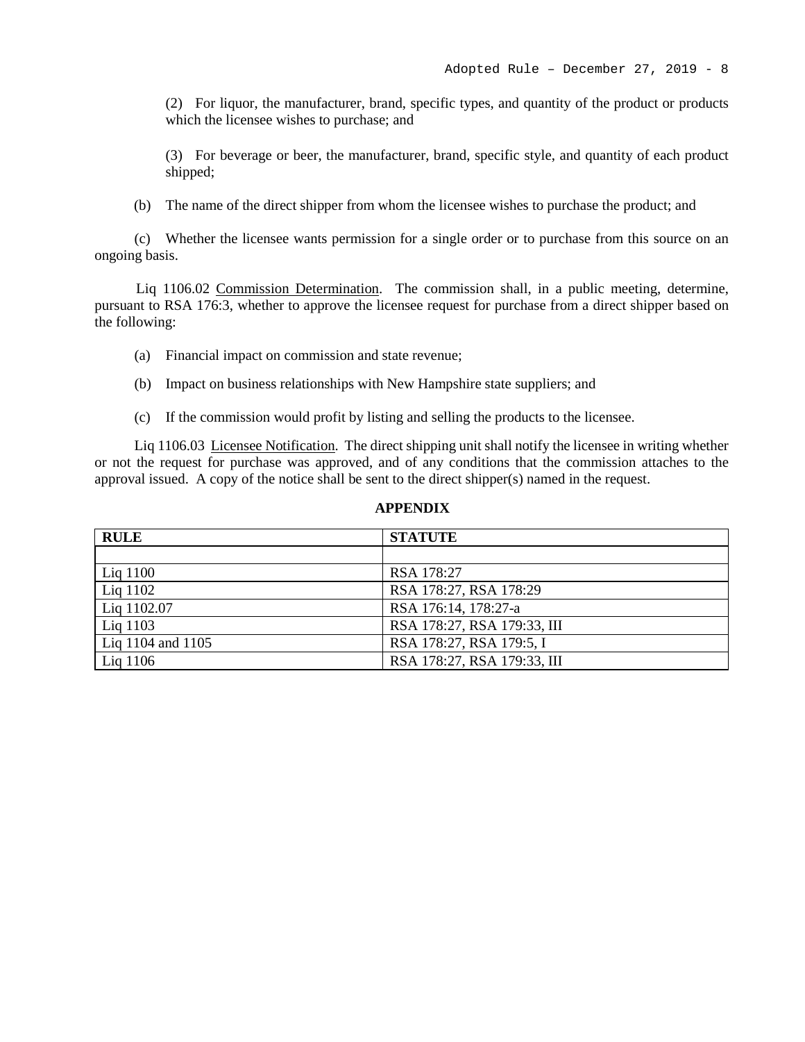(2) For liquor, the manufacturer, brand, specific types, and quantity of the product or products which the licensee wishes to purchase; and

(3) For beverage or beer, the manufacturer, brand, specific style, and quantity of each product shipped;

(b) The name of the direct shipper from whom the licensee wishes to purchase the product; and

(c) Whether the licensee wants permission for a single order or to purchase from this source on an ongoing basis.

Liq 1106.02 Commission Determination. The commission shall, in a public meeting, determine, pursuant to RSA 176:3, whether to approve the licensee request for purchase from a direct shipper based on the following:

(a) Financial impact on commission and state revenue;

(b) Impact on business relationships with New Hampshire state suppliers; and

(c) If the commission would profit by listing and selling the products to the licensee.

Liq 1106.03 Licensee Notification. The direct shipping unit shall notify the licensee in writing whether or not the request for purchase was approved, and of any conditions that the commission attaches to the approval issued. A copy of the notice shall be sent to the direct shipper(s) named in the request.

**APPENDIX**

| RULE | STATUTE |
|---|---|
| | |
| Liq 1100 | RSA 178:27 |
| Liq 1102 | RSA 178:27, RSA 178:29 |
| Liq 1102.07 | RSA 176:14, 178:27-a |
| Liq 1103 | RSA 178:27, RSA 179:33, III |
| Liq 1104 and 1105 | RSA 178:27, RSA 179:5, I |
| Liq 1106 | RSA 178:27, RSA 179:33, III |